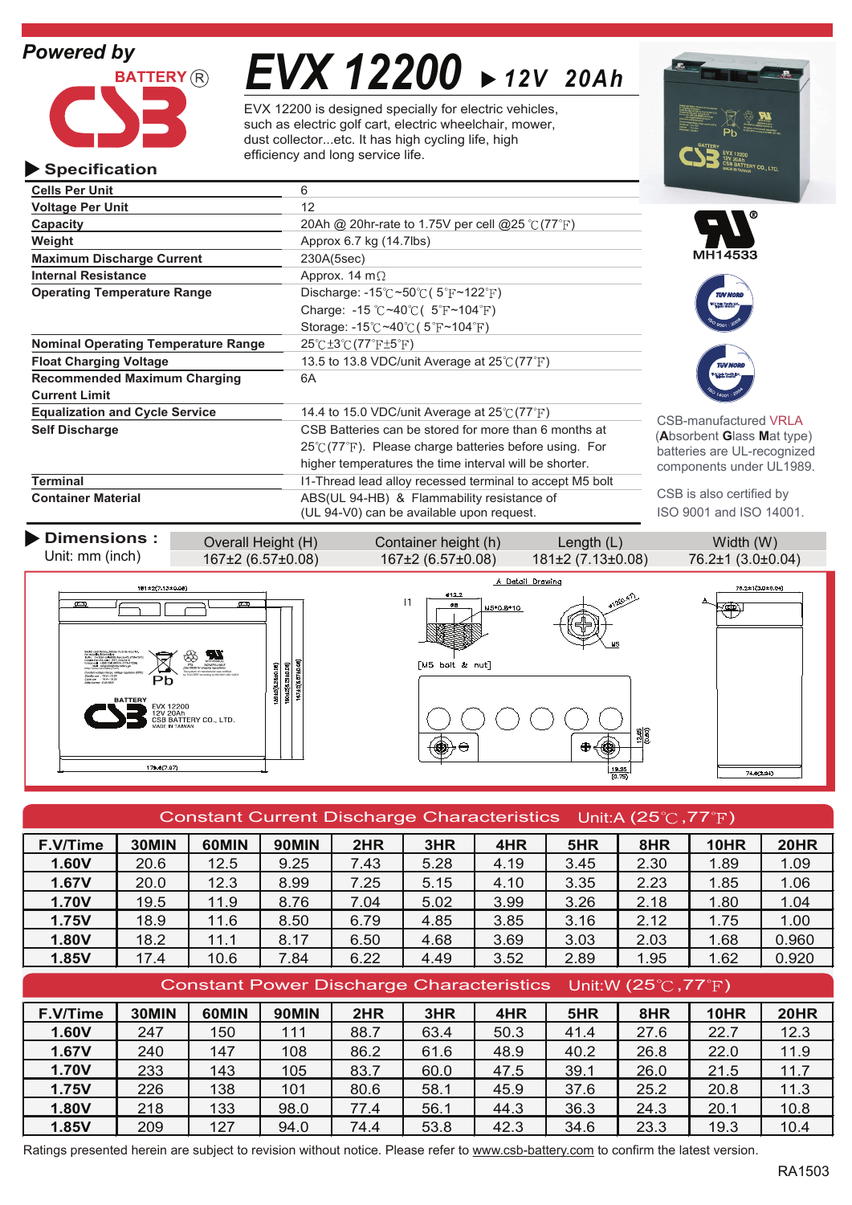**Powered by**

BATTERY®

CSB

# EVX 12200 ▶ 12V 20Ah

EVX 12200 is designed specially for electric vehicles, such as electric golf cart, electric wheelchair, mower, dust collector...etc. It has high cycling life, high efficiency and long service life.

## ▶ Specification

| | |
|---|---|
| **Cells Per Unit** | 6 |
| **Voltage Per Unit** | 12 |
| **Capacity** | 20Ah @ 20hr-rate to 1.75V per cell @25℃(77℉) |
| **Weight** | Approx 6.7 kg (14.7lbs) |
| **Maximum Discharge Current** | 230A(5sec) |
| **Internal Resistance** | Approx. 14 mΩ |
| **Operating Temperature Range** | Discharge: -15℃~50℃( 5℉~122℉)<br>Charge: -15 ℃~40℃( 5℉~104℉)<br>Storage: -15℃~40℃( 5℉~104℉) |
| **Nominal Operating Temperature Range** | 25℃±3℃(77℉±5℉) |
| **Float Charging Voltage** | 13.5 to 13.8 VDC/unit Average at 25℃(77℉) |
| **Recommended Maximum Charging Current Limit** | 6A |
| **Equalization and Cycle Service** | 14.4 to 15.0 VDC/unit Average at 25℃(77℉) |
| **Self Discharge** | CSB Batteries can be stored for more than 6 months at 25℃(77℉). Please charge batteries before using. For higher temperatures the time interval will be shorter. |
| **Terminal** | I1-Thread lead alloy recessed terminal to accept M5 bolt |
| **Container Material** | ABS(UL 94-HB) & Flammability resistance of (UL 94-V0) can be available upon request. |

MH14533

CSB-manufactured VRLA (**A**bsorbent **G**lass **M**at type) batteries are UL-recognized components under UL1989.

CSB is also certified by ISO 9001 and ISO 14001.

## ▶ Dimensions :

Unit: mm (inch)

| Overall Height (H) | Container height (h) | Length (L) | Width (W) |
|---|---|---|---|
| 167±2 (6.57±0.08) | 167±2 (6.57±0.08) | 181±2 (7.13±0.08) | 76.2±1 (3.0±0.04) |

## Constant Current Discharge Characteristics Unit:A (25℃,77℉)

| F.V/Time | 30MIN | 60MIN | 90MIN | 2HR | 3HR | 4HR | 5HR | 8HR | 10HR | 20HR |
|---|---|---|---|---|---|---|---|---|---|---|
| **1.60V** | 20.6 | 12.5 | 9.25 | 7.43 | 5.28 | 4.19 | 3.45 | 2.30 | 1.89 | 1.09 |
| **1.67V** | 20.0 | 12.3 | 8.99 | 7.25 | 5.15 | 4.10 | 3.35 | 2.23 | 1.85 | 1.06 |
| **1.70V** | 19.5 | 11.9 | 8.76 | 7.04 | 5.02 | 3.99 | 3.26 | 2.18 | 1.80 | 1.04 |
| **1.75V** | 18.9 | 11.6 | 8.50 | 6.79 | 4.85 | 3.85 | 3.16 | 2.12 | 1.75 | 1.00 |
| **1.80V** | 18.2 | 11.1 | 8.17 | 6.50 | 4.68 | 3.69 | 3.03 | 2.03 | 1.68 | 0.960 |
| **1.85V** | 17.4 | 10.6 | 7.84 | 6.22 | 4.49 | 3.52 | 2.89 | 1.95 | 1.62 | 0.920 |

## Constant Power Discharge Characteristics Unit:W (25℃,77℉)

| F.V/Time | 30MIN | 60MIN | 90MIN | 2HR | 3HR | 4HR | 5HR | 8HR | 10HR | 20HR |
|---|---|---|---|---|---|---|---|---|---|---|
| **1.60V** | 247 | 150 | 111 | 88.7 | 63.4 | 50.3 | 41.4 | 27.6 | 22.7 | 12.3 |
| **1.67V** | 240 | 147 | 108 | 86.2 | 61.6 | 48.9 | 40.2 | 26.8 | 22.0 | 11.9 |
| **1.70V** | 233 | 143 | 105 | 83.7 | 60.0 | 47.5 | 39.1 | 26.0 | 21.5 | 11.7 |
| **1.75V** | 226 | 138 | 101 | 80.6 | 58.1 | 45.9 | 37.6 | 25.2 | 20.8 | 11.3 |
| **1.80V** | 218 | 133 | 98.0 | 77.4 | 56.1 | 44.3 | 36.3 | 24.3 | 20.1 | 10.8 |
| **1.85V** | 209 | 127 | 94.0 | 74.4 | 53.8 | 42.3 | 34.6 | 23.3 | 19.3 | 10.4 |

Ratings presented herein are subject to revision without notice. Please refer to www.csb-battery.com to confirm the latest version.

RA1503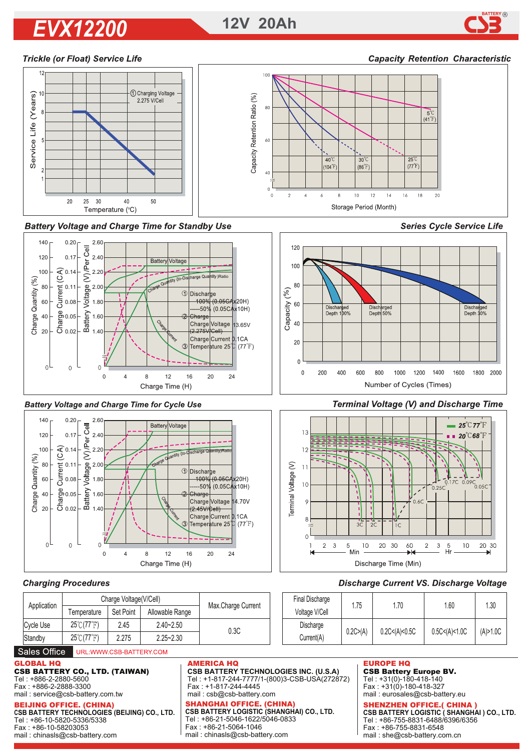# EVX12200

12V 20Ah

### Trickle (or Float) Service Life

Service Life (Years)

12
10
8
5
2
1

① Charging Voltage
2.275 V/Cell

20 25 30 40 50

Temperature (°C)

### Capacity Retention Characteristic

Capacity Retention Ratio (%)

100
80
60
40
0

5°C (41°F)
40°C (104°F)
30°C (86°F)
25°C (77°F)

0 2 4 6 8 10 12 14 16 18 20

Storage Period (Month)

### Battery Voltage and Charge Time for Standby Use

Charge Quantity (%) / Charge Current (CA) / Battery Voltage (V)/Per Cell

140 0.20 2.60
120 0.17 2.40
100 0.14 2.20
80 0.11 2.00
60 0.08 1.80
40 0.05 1.60
20 0.02 1.40
0 0 0

Battery Voltage

Charge Quantity (to-Discharge Quantity) Ratio

Charge Current

① Discharge
—100% (0.05CAx20H)
-----50% (0.05CAx10H)
② Charge
Charge Voltage 13.65V
(2.275V/Cell)
Charge Current 0.1CA
③ Temperature 25°C (77°F)

0 4 8 12 16 20 24

Charge Time (H)

### Series Cycle Service Life

Capacity (%)

120
100
80
60
40
20
0

Discharged Depth 100%
Discharged Depth 50%
Discharged Depth 30%

0 200 400 600 800 1000 1200 1400 1600 1800 2000

Number of Cycles (Times)

### Battery Voltage and Charge Time for Cycle Use

Charge Quantity (%) / Charge Current (CA) / Battery Voltage (V)/Per Cell

140 0.20 2.60
120 0.17 2.40
100 0.14 2.20
80 0.11 2.00
60 0.08 1.80
40 0.05 1.60
20 0.02 1.40
0 0 0

Battery Voltage

Charge Quantity (to-Discharge Quantity) Ratio

Charge Current

① Discharge
—100% (0.05CAx20H)
-----50% (0.05CAx10H)
② Charge
Charge Voltage 14.70V
(2.45V/Cell)
Charge Current 0.1CA
③ Temperature 25°C (77°F)

0 4 8 12 16 20 24

Charge Time (H)

### Terminal Voltage (V) and Discharge Time

Terminal Voltage (V)

13
12
11
10
9
8
0

25°C 77°F
20°C 68°F

3C 2C 1C 0.6C 0.25C 0.17C 0.09C 0.05C

1 2 3 5 10 20 30 60 2 3 5 10 20 30

Min Hr

Discharge Time (Min)

### Charging Procedures

| Application | Charge Voltage(V/Cell) | | | Max.Charge Current |
|---|---|---|---|---|
| | Temperature | Set Point | Allowable Range | |
| Cycle Use | 25°C(77°F) | 2.45 | 2.40~2.50 | 0.3C |
| Standby | 25°C(77°F) | 2.275 | 2.25~2.30 | |

### Discharge Current VS. Discharge Voltage

| Final Discharge Voltage V/Cell | 1.75 | 1.70 | 1.60 | 1.30 |
|---|---|---|---|---|
| Discharge Current(A) | 0.2C>(A) | 0.2C<(A)<0.5C | 0.5C<(A)<1.0C | (A)>1.0C |

## Sales Office

URL:WWW.CSB-BATTERY.COM

**GLOBAL HQ**
**CSB BATTERY CO., LTD. (TAIWAN)**
Tel : +886-2-2880-5600
Fax : +886-2-2888-3300
mail : service@csb-battery.com.tw

**AMERICA HQ**
**CSB BATTERY TECHNOLOGIES INC. (U.S.A)**
Tel : +1-817-244-7777/1-(800)3-CSB-USA(272872)
Fax : +1-817-244-4445
mail : csb@csb-battery.com

**EUROPE HQ**
**CSB Battery Europe BV.**
Tel : +31(0)-180-418-140
Fax : +31(0)-180-418-327
mail : eurosales@csb-battery.eu

**BEIJING OFFICE. (CHINA)**
**CSB BATTERY TECHNOLOGIES (BEIJING) CO., LTD.**
Tel : +86-10-5820-5336/5338
Fax : +86-10-58203053
mail : chinasls@csb-battery.com

**SHANGHAI OFFICE. (CHINA)**
**CSB BATTERY LOGISTIC (SHANGHAI) CO., LTD.**
Tel : +86-21-5046-1622/5046-0833
Fax : +86-21-5064-1046
mail : chinasls@csb-battery.com

**SHENZHEN OFFICE.( CHINA )**
**CSB BATTERY LOGISTIC ( SHANGHAI ) CO., LTD.**
Tel : +86-755-8831-6488/6396/6356
Fax : +86-755-8831-6548
mail : she@csb-battery.com.cn